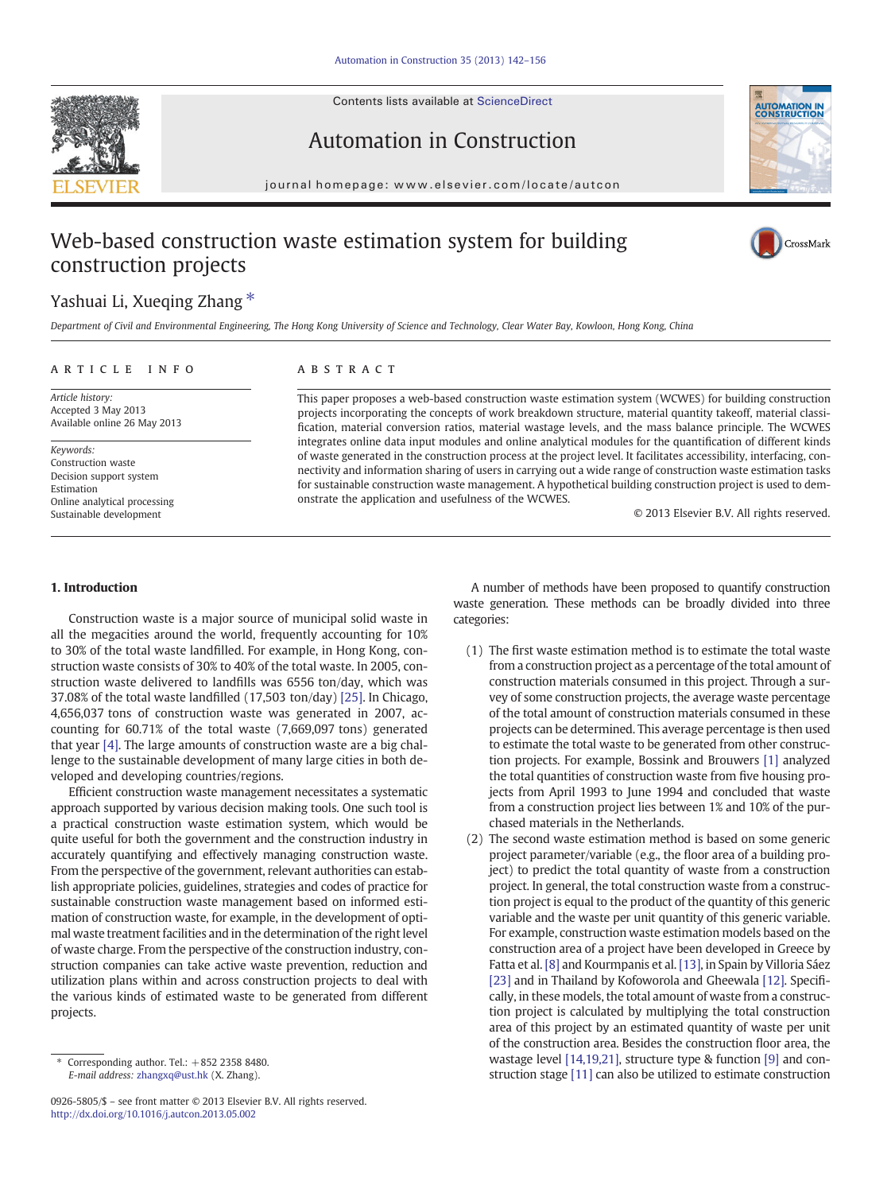# Web-based construction waste estimation system for building construction projects

Yashuai Li, Xueqing Zhang *

*Department of Civil and Environmental Engineering, The Hong Kong University of Science and Technology, Clear Water Bay, Kowloon, Hong Kong, China*

## ARTICLE INFO

*Article history:*
Accepted 3 May 2013
Available online 26 May 2013

*Keywords:*
Construction waste
Decision support system
Estimation
Online analytical processing
Sustainable development

## ABSTRACT

This paper proposes a web-based construction waste estimation system (WCWES) for building construction projects incorporating the concepts of work breakdown structure, material quantity takeoff, material classification, material conversion ratios, material wastage levels, and the mass balance principle. The WCWES integrates online data input modules and online analytical modules for the quantification of different kinds of waste generated in the construction process at the project level. It facilitates accessibility, interfacing, connectivity and information sharing of users in carrying out a wide range of construction waste estimation tasks for sustainable construction waste management. A hypothetical building construction project is used to demonstrate the application and usefulness of the WCWES.

© 2013 Elsevier B.V. All rights reserved.

## 1. Introduction

Construction waste is a major source of municipal solid waste in all the megacities around the world, frequently accounting for 10% to 30% of the total waste landfilled. For example, in Hong Kong, construction waste consists of 30% to 40% of the total waste. In 2005, construction waste delivered to landfills was 6556 ton/day, which was 37.08% of the total waste landfilled (17,503 ton/day) [25]. In Chicago, 4,656,037 tons of construction waste was generated in 2007, accounting for 60.71% of the total waste (7,669,097 tons) generated that year [4]. The large amounts of construction waste are a big challenge to the sustainable development of many large cities in both developed and developing countries/regions.

Efficient construction waste management necessitates a systematic approach supported by various decision making tools. One such tool is a practical construction waste estimation system, which would be quite useful for both the government and the construction industry in accurately quantifying and effectively managing construction waste. From the perspective of the government, relevant authorities can establish appropriate policies, guidelines, strategies and codes of practice for sustainable construction waste management based on informed estimation of construction waste, for example, in the development of optimal waste treatment facilities and in the determination of the right level of waste charge. From the perspective of the construction industry, construction companies can take active waste prevention, reduction and utilization plans within and across construction projects to deal with the various kinds of estimated waste to be generated from different projects.

A number of methods have been proposed to quantify construction waste generation. These methods can be broadly divided into three categories:

(1) The first waste estimation method is to estimate the total waste from a construction project as a percentage of the total amount of construction materials consumed in this project. Through a survey of some construction projects, the average waste percentage of the total amount of construction materials consumed in these projects can be determined. This average percentage is then used to estimate the total waste to be generated from other construction projects. For example, Bossink and Brouwers [1] analyzed the total quantities of construction waste from five housing projects from April 1993 to June 1994 and concluded that waste from a construction project lies between 1% and 10% of the purchased materials in the Netherlands.

(2) The second waste estimation method is based on some generic project parameter/variable (e.g., the floor area of a building project) to predict the total quantity of waste from a construction project. In general, the total construction waste from a construction project is equal to the product of the quantity of this generic variable and the waste per unit quantity of this generic variable. For example, construction waste estimation models based on the construction area of a project have been developed in Greece by Fatta et al. [8] and Kourmpanis et al. [13], in Spain by Villoria Sáez [23] and in Thailand by Kofoworola and Gheewala [12]. Specifically, in these models, the total amount of waste from a construction project is calculated by multiplying the total construction area of this project by an estimated quantity of waste per unit of the construction area. Besides the construction floor area, the wastage level [14,19,21], structure type & function [9] and construction stage [11] can also be utilized to estimate construction

\* Corresponding author. Tel.: +852 2358 8480.
*E-mail address:* zhangxq@ust.hk (X. Zhang).

0926-5805/$ – see front matter © 2013 Elsevier B.V. All rights reserved.
http://dx.doi.org/10.1016/j.autcon.2013.05.002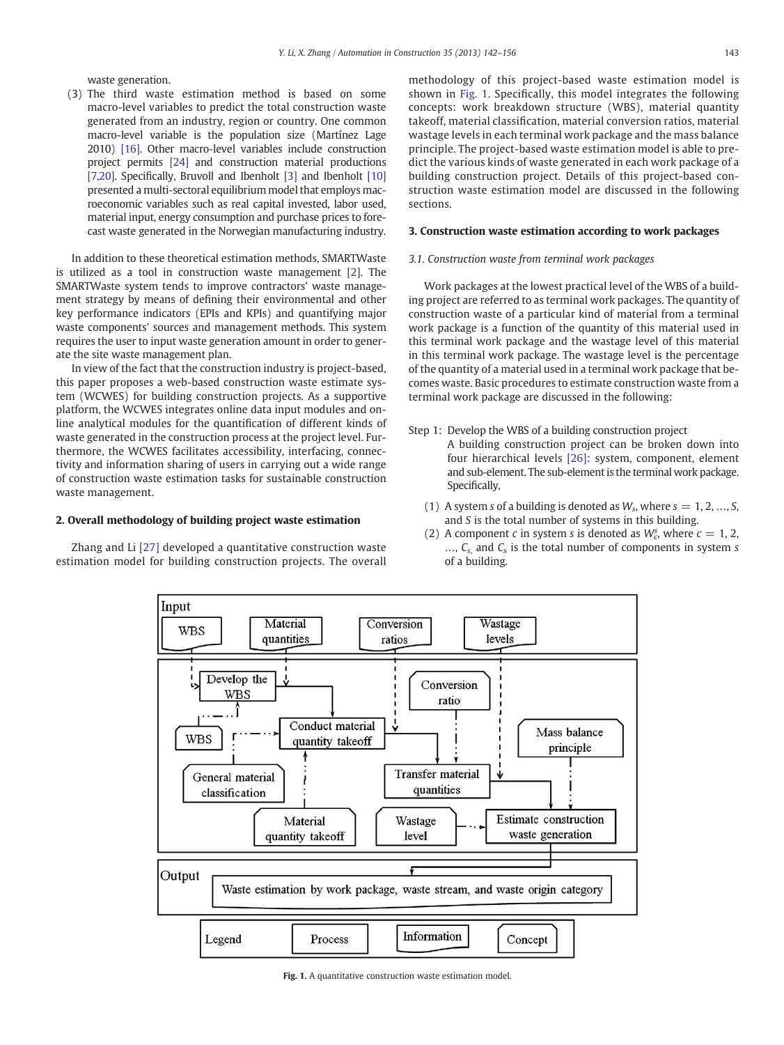waste generation.

(3) The third waste estimation method is based on some macro-level variables to predict the total construction waste generated from an industry, region or country. One common macro-level variable is the population size (Martínez Lage 2010) [16]. Other macro-level variables include construction project permits [24] and construction material productions [7,20]. Specifically, Bruvoll and Ibenholt [3] and Ibenholt [10] presented a multi-sectoral equilibrium model that employs macroeconomic variables such as real capital invested, labor used, material input, energy consumption and purchase prices to forecast waste generated in the Norwegian manufacturing industry.

In addition to these theoretical estimation methods, SMARTWaste is utilized as a tool in construction waste management [2]. The SMARTWaste system tends to improve contractors' waste management strategy by means of defining their environmental and other key performance indicators (EPIs and KPIs) and quantifying major waste components' sources and management methods. This system requires the user to input waste generation amount in order to generate the site waste management plan.

In view of the fact that the construction industry is project-based, this paper proposes a web-based construction waste estimate system (WCWES) for building construction projects. As a supportive platform, the WCWES integrates online data input modules and online analytical modules for the quantification of different kinds of waste generated in the construction process at the project level. Furthermore, the WCWES facilitates accessibility, interfacing, connectivity and information sharing of users in carrying out a wide range of construction waste estimation tasks for sustainable construction waste management.

## 2. Overall methodology of building project waste estimation

Zhang and Li [27] developed a quantitative construction waste estimation model for building construction projects. The overall methodology of this project-based waste estimation model is shown in Fig. 1. Specifically, this model integrates the following concepts: work breakdown structure (WBS), material quantity takeoff, material classification, material conversion ratios, material wastage levels in each terminal work package and the mass balance principle. The project-based waste estimation model is able to predict the various kinds of waste generated in each work package of a building construction project. Details of this project-based construction waste estimation model are discussed in the following sections.

## 3. Construction waste estimation according to work packages

### 3.1. Construction waste from terminal work packages

Work packages at the lowest practical level of the WBS of a building project are referred to as terminal work packages. The quantity of construction waste of a particular kind of material from a terminal work package is a function of the quantity of this material used in this terminal work package and the wastage level of this material in this terminal work package. The wastage level is the percentage of the quantity of a material used in a terminal work package that becomes waste. Basic procedures to estimate construction waste from a terminal work package are discussed in the following:

Step 1: Develop the WBS of a building construction project

A building construction project can be broken down into four hierarchical levels [26]: system, component, element and sub-element. The sub-element is the terminal work package. Specifically,

(1) A system $s$ of a building is denoted as $W_s$, where $s = 1, 2, \ldots, S$, and $S$ is the total number of systems in this building.

(2) A component $c$ in system $s$ is denoted as $W_c^s$, where $c = 1, 2, \ldots, C_s$, and $C_s$ is the total number of components in system $s$ of a building.

Fig. 1. A quantitative construction waste estimation model.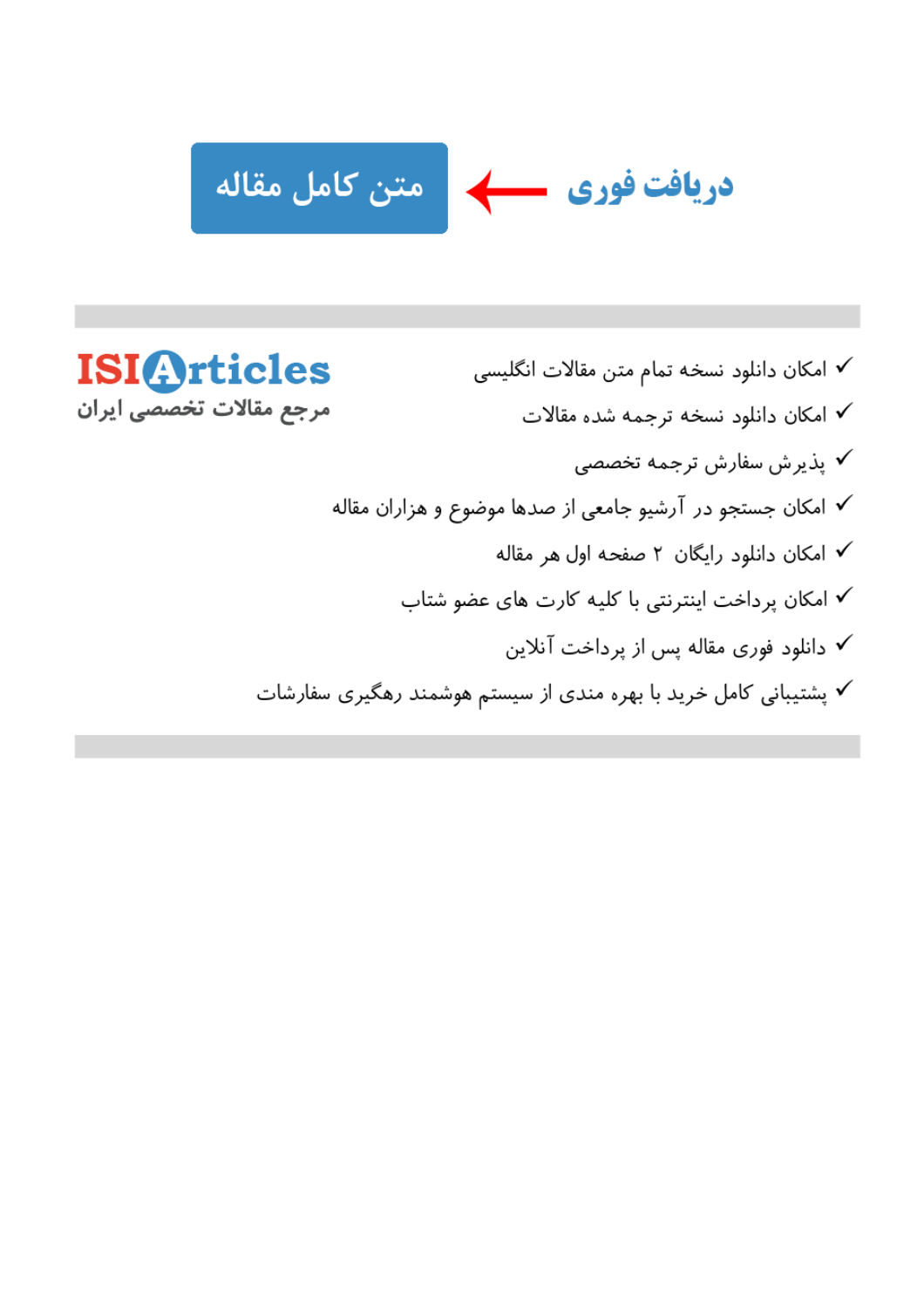دریافت فوری ← متن کامل مقاله

**ISIArticles**
مرجع مقالات تخصصی ایران

- ✓ امکان دانلود نسخه تمام متن مقالات انگلیسی
- ✓ امکان دانلود نسخه ترجمه شده مقالات
- ✓ پذیرش سفارش ترجمه تخصصی
- ✓ امکان جستجو در آرشیو جامعی از صدها موضوع و هزاران مقاله
- ✓ امکان دانلود رایگان ۲ صفحه اول هر مقاله
- ✓ امکان پرداخت اینترنتی با کلیه کارت های عضو شتاب
- ✓ دانلود فوری مقاله پس از پرداخت آنلاین
- ✓ پشتیبانی کامل خرید با بهره مندی از سیستم هوشمند رهگیری سفارشات